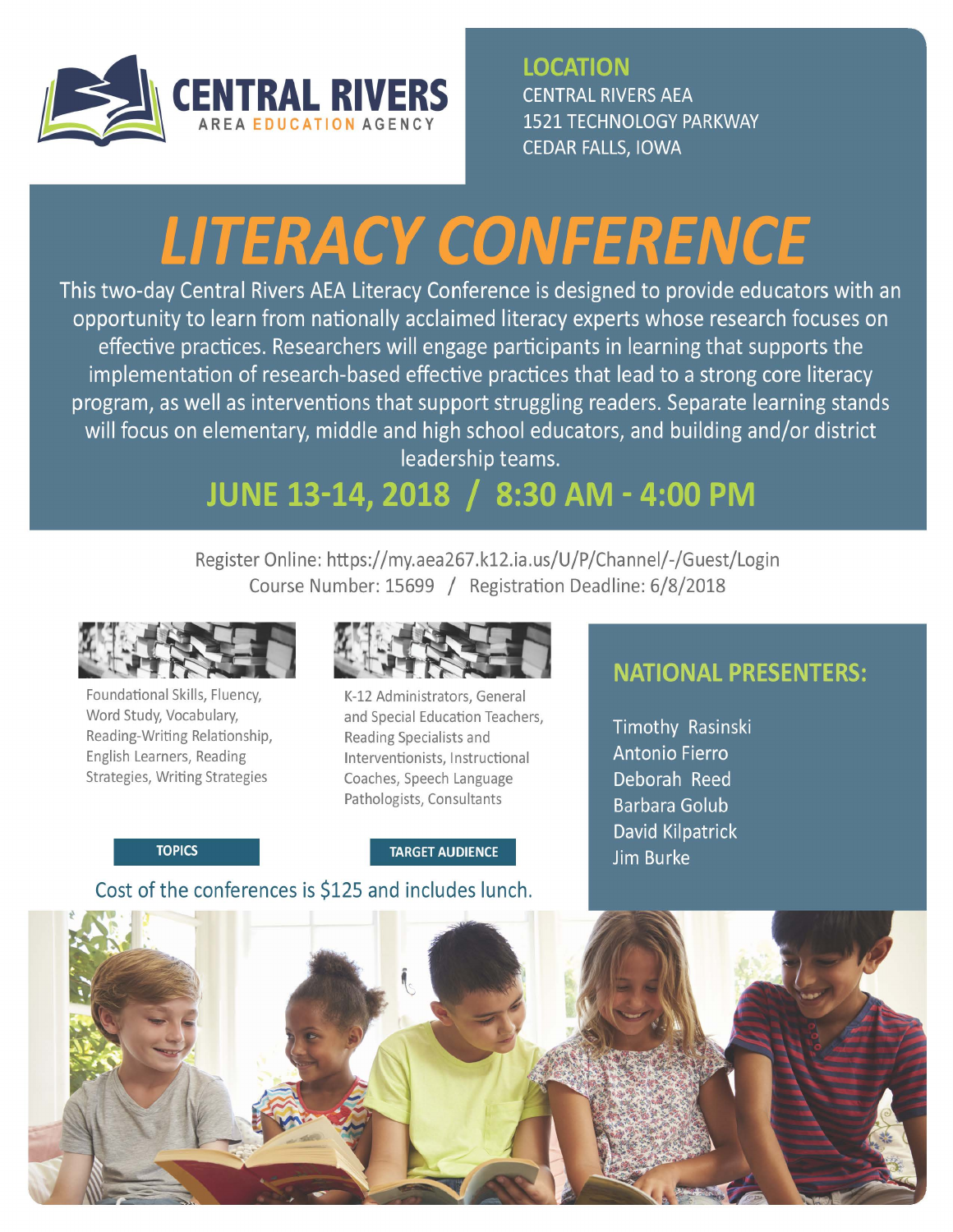**CENTRAL RIVERS**
AREA EDUCATION AGENCY

## LOCATION

CENTRAL RIVERS AEA
1521 TECHNOLOGY PARKWAY
CEDAR FALLS, IOWA

# LITERACY CONFERENCE

This two-day Central Rivers AEA Literacy Conference is designed to provide educators with an opportunity to learn from nationally acclaimed literacy experts whose research focuses on effective practices. Researchers will engage participants in learning that supports the implementation of research-based effective practices that lead to a strong core literacy program, as well as interventions that support struggling readers. Separate learning stands will focus on elementary, middle and high school educators, and building and/or district leadership teams.

## JUNE 13-14, 2018 / 8:30 AM - 4:00 PM

Register Online: https://my.aea267.k12.ia.us/U/P/Channel/-/Guest/Login
Course Number: 15699 / Registration Deadline: 6/8/2018

**TOPICS**

Foundational Skills, Fluency, Word Study, Vocabulary, Reading-Writing Relationship, English Learners, Reading Strategies, Writing Strategies

**TARGET AUDIENCE**

K-12 Administrators, General and Special Education Teachers, Reading Specialists and Interventionists, Instructional Coaches, Speech Language Pathologists, Consultants

## NATIONAL PRESENTERS:

- Timothy Rasinski
- Antonio Fierro
- Deborah Reed
- Barbara Golub
- David Kilpatrick
- Jim Burke

Cost of the conferences is $125 and includes lunch.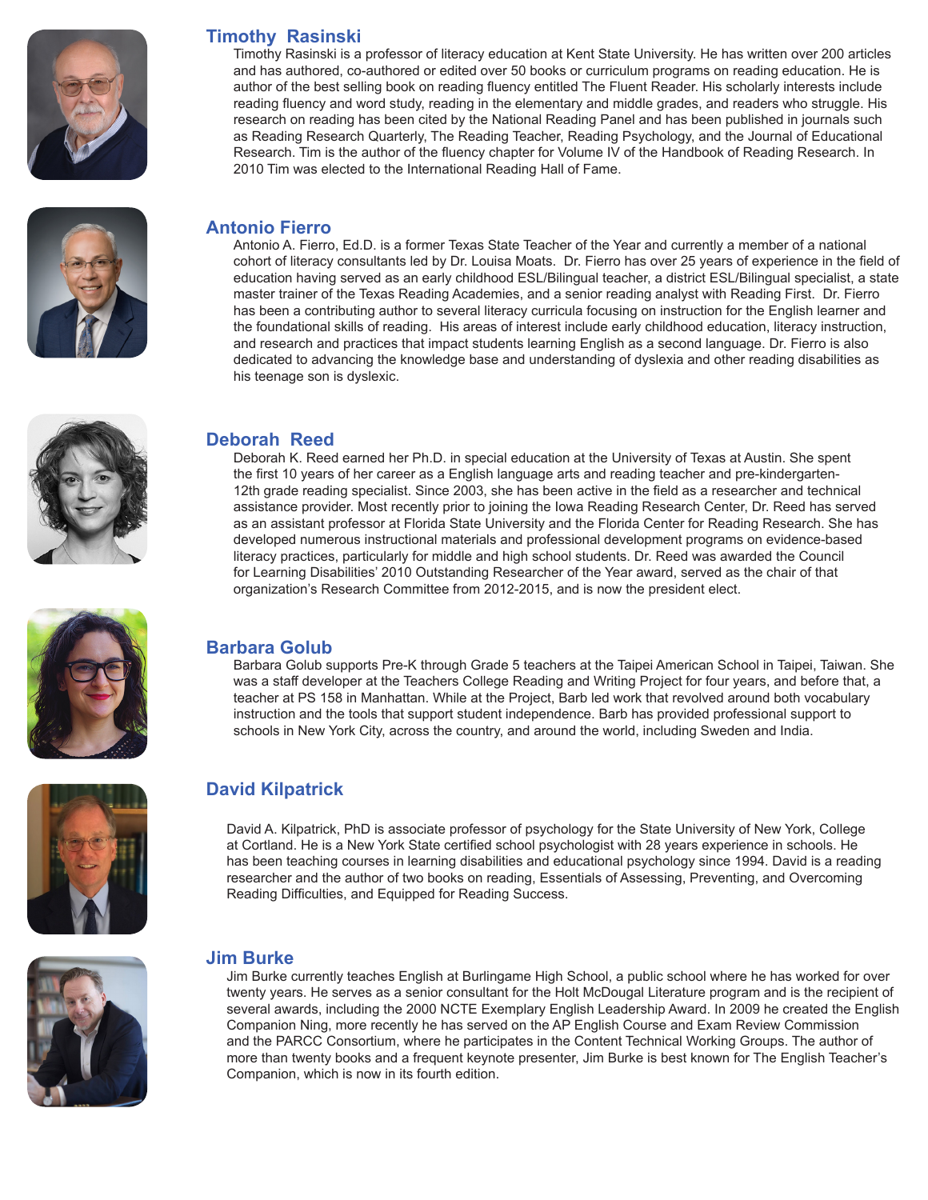## Timothy Rasinski

Timothy Rasinski is a professor of literacy education at Kent State University. He has written over 200 articles and has authored, co-authored or edited over 50 books or curriculum programs on reading education. He is author of the best selling book on reading fluency entitled The Fluent Reader. His scholarly interests include reading fluency and word study, reading in the elementary and middle grades, and readers who struggle. His research on reading has been cited by the National Reading Panel and has been published in journals such as Reading Research Quarterly, The Reading Teacher, Reading Psychology, and the Journal of Educational Research. Tim is the author of the fluency chapter for Volume IV of the Handbook of Reading Research. In 2010 Tim was elected to the International Reading Hall of Fame.

## Antonio Fierro

Antonio A. Fierro, Ed.D. is a former Texas State Teacher of the Year and currently a member of a national cohort of literacy consultants led by Dr. Louisa Moats. Dr. Fierro has over 25 years of experience in the field of education having served as an early childhood ESL/Bilingual teacher, a district ESL/Bilingual specialist, a state master trainer of the Texas Reading Academies, and a senior reading analyst with Reading First. Dr. Fierro has been a contributing author to several literacy curricula focusing on instruction for the English learner and the foundational skills of reading. His areas of interest include early childhood education, literacy instruction, and research and practices that impact students learning English as a second language. Dr. Fierro is also dedicated to advancing the knowledge base and understanding of dyslexia and other reading disabilities as his teenage son is dyslexic.

## Deborah Reed

Deborah K. Reed earned her Ph.D. in special education at the University of Texas at Austin. She spent the first 10 years of her career as a English language arts and reading teacher and pre-kindergarten-12th grade reading specialist. Since 2003, she has been active in the field as a researcher and technical assistance provider. Most recently prior to joining the Iowa Reading Research Center, Dr. Reed has served as an assistant professor at Florida State University and the Florida Center for Reading Research. She has developed numerous instructional materials and professional development programs on evidence-based literacy practices, particularly for middle and high school students. Dr. Reed was awarded the Council for Learning Disabilities' 2010 Outstanding Researcher of the Year award, served as the chair of that organization's Research Committee from 2012-2015, and is now the president elect.

## Barbara Golub

Barbara Golub supports Pre-K through Grade 5 teachers at the Taipei American School in Taipei, Taiwan. She was a staff developer at the Teachers College Reading and Writing Project for four years, and before that, a teacher at PS 158 in Manhattan. While at the Project, Barb led work that revolved around both vocabulary instruction and the tools that support student independence. Barb has provided professional support to schools in New York City, across the country, and around the world, including Sweden and India.

## David Kilpatrick

David A. Kilpatrick, PhD is associate professor of psychology for the State University of New York, College at Cortland. He is a New York State certified school psychologist with 28 years experience in schools. He has been teaching courses in learning disabilities and educational psychology since 1994. David is a reading researcher and the author of two books on reading, Essentials of Assessing, Preventing, and Overcoming Reading Difficulties, and Equipped for Reading Success.

## Jim Burke

Jim Burke currently teaches English at Burlingame High School, a public school where he has worked for over twenty years. He serves as a senior consultant for the Holt McDougal Literature program and is the recipient of several awards, including the 2000 NCTE Exemplary English Leadership Award. In 2009 he created the English Companion Ning, more recently he has served on the AP English Course and Exam Review Commission and the PARCC Consortium, where he participates in the Content Technical Working Groups. The author of more than twenty books and a frequent keynote presenter, Jim Burke is best known for The English Teacher's Companion, which is now in its fourth edition.